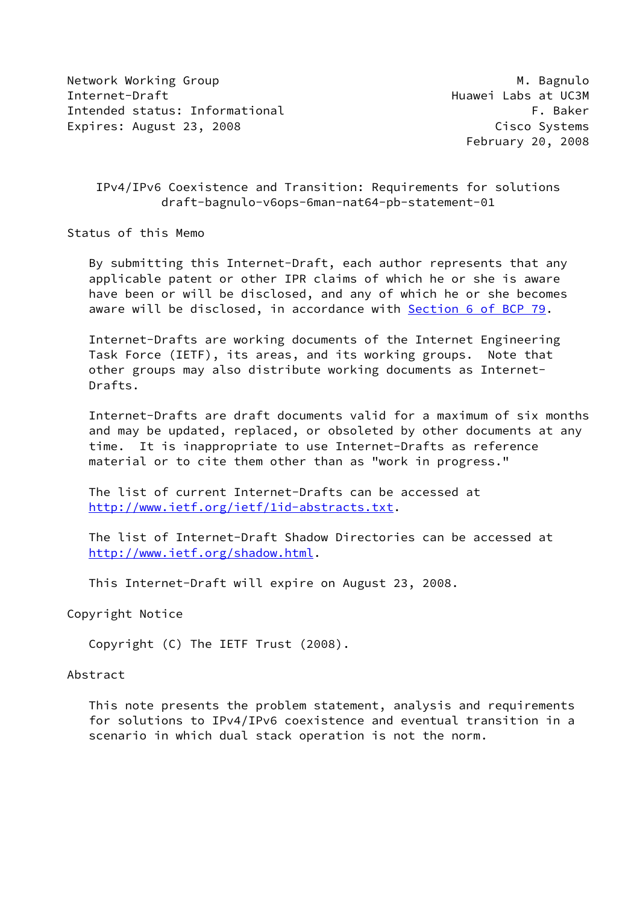Network Working Group                                          M. Bagnulo
Internet-Draft                                         Huawei Labs at UC3M
Intended status: Informational                                   F. Baker
Expires: August 23, 2008                                    Cisco Systems
                                                        February 20, 2008

# IPv4/IPv6 Coexistence and Transition: Requirements for solutions
## draft-bagnulo-v6ops-6man-nat64-pb-statement-01

## Status of this Memo

By submitting this Internet-Draft, each author represents that any applicable patent or other IPR claims of which he or she is aware have been or will be disclosed, and any of which he or she becomes aware will be disclosed, in accordance with Section 6 of BCP 79.

Internet-Drafts are working documents of the Internet Engineering Task Force (IETF), its areas, and its working groups. Note that other groups may also distribute working documents as Internet-Drafts.

Internet-Drafts are draft documents valid for a maximum of six months and may be updated, replaced, or obsoleted by other documents at any time. It is inappropriate to use Internet-Drafts as reference material or to cite them other than as "work in progress."

The list of current Internet-Drafts can be accessed at http://www.ietf.org/ietf/1id-abstracts.txt.

The list of Internet-Draft Shadow Directories can be accessed at http://www.ietf.org/shadow.html.

This Internet-Draft will expire on August 23, 2008.

## Copyright Notice

Copyright (C) The IETF Trust (2008).

## Abstract

This note presents the problem statement, analysis and requirements for solutions to IPv4/IPv6 coexistence and eventual transition in a scenario in which dual stack operation is not the norm.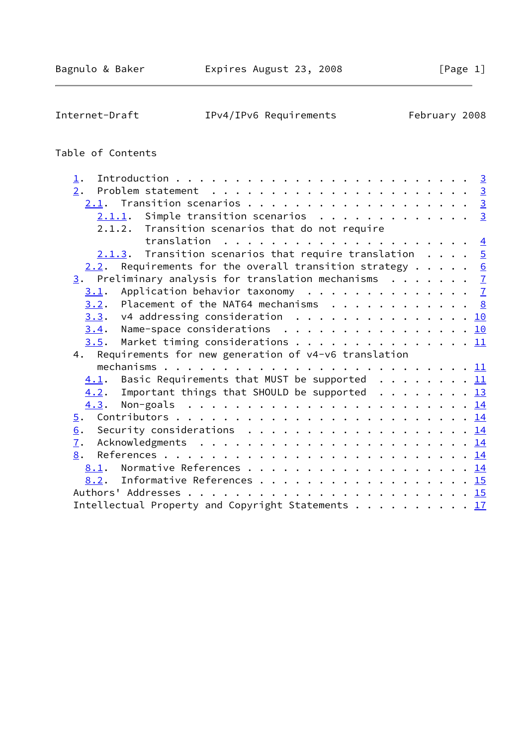Table of Contents

1. Introduction . . . . . . . . . . . . . . . . . . . . . . . . 3
2. Problem statement . . . . . . . . . . . . . . . . . . . . . . 3
   2.1. Transition scenarios . . . . . . . . . . . . . . . . . . . 3
      2.1.1. Simple transition scenarios . . . . . . . . . . . . . 3
      2.1.2. Transition scenarios that do not require translation . . . . . . . . . . . . . . . . . . . . . 4
      2.1.3. Transition scenarios that require translation . . . . 5
   2.2. Requirements for the overall transition strategy . . . . . 6
3. Preliminary analysis for translation mechanisms . . . . . . . 7
   3.1. Application behavior taxonomy . . . . . . . . . . . . . . 7
   3.2. Placement of the NAT64 mechanisms . . . . . . . . . . . . 8
   3.3. v4 addressing consideration . . . . . . . . . . . . . . . 10
   3.4. Name-space considerations . . . . . . . . . . . . . . . . 10
   3.5. Market timing considerations . . . . . . . . . . . . . . . 11
4. Requirements for new generation of v4-v6 translation mechanisms . . . . . . . . . . . . . . . . . . . . . . . . . 11
   4.1. Basic Requirements that MUST be supported . . . . . . . . 11
   4.2. Important things that SHOULD be supported . . . . . . . . 13
   4.3. Non-goals . . . . . . . . . . . . . . . . . . . . . . . . 14
5. Contributors . . . . . . . . . . . . . . . . . . . . . . . . . 14
6. Security considerations . . . . . . . . . . . . . . . . . . . 14
7. Acknowledgments . . . . . . . . . . . . . . . . . . . . . . . 14
8. References . . . . . . . . . . . . . . . . . . . . . . . . . . 14
   8.1. Normative References . . . . . . . . . . . . . . . . . . . 14
   8.2. Informative References . . . . . . . . . . . . . . . . . . 15
Authors' Addresses . . . . . . . . . . . . . . . . . . . . . . . . 15
Intellectual Property and Copyright Statements . . . . . . . . . . 17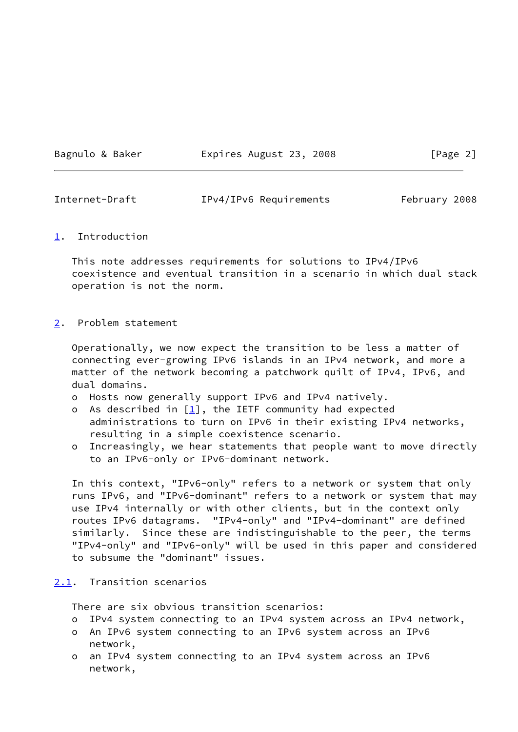## 1. Introduction

This note addresses requirements for solutions to IPv4/IPv6 coexistence and eventual transition in a scenario in which dual stack operation is not the norm.

## 2. Problem statement

Operationally, we now expect the transition to be less a matter of connecting ever-growing IPv6 islands in an IPv4 network, and more a matter of the network becoming a patchwork quilt of IPv4, IPv6, and dual domains.

- Hosts now generally support IPv6 and IPv4 natively.
- As described in [1], the IETF community had expected administrations to turn on IPv6 in their existing IPv4 networks, resulting in a simple coexistence scenario.
- Increasingly, we hear statements that people want to move directly to an IPv6-only or IPv6-dominant network.

In this context, "IPv6-only" refers to a network or system that only runs IPv6, and "IPv6-dominant" refers to a network or system that may use IPv4 internally or with other clients, but in the context only routes IPv6 datagrams. "IPv4-only" and "IPv4-dominant" are defined similarly. Since these are indistinguishable to the peer, the terms "IPv4-only" and "IPv6-only" will be used in this paper and considered to subsume the "dominant" issues.

### 2.1. Transition scenarios

There are six obvious transition scenarios:

- IPv4 system connecting to an IPv4 system across an IPv4 network,
- An IPv6 system connecting to an IPv6 system across an IPv6 network,
- an IPv4 system connecting to an IPv4 system across an IPv6 network,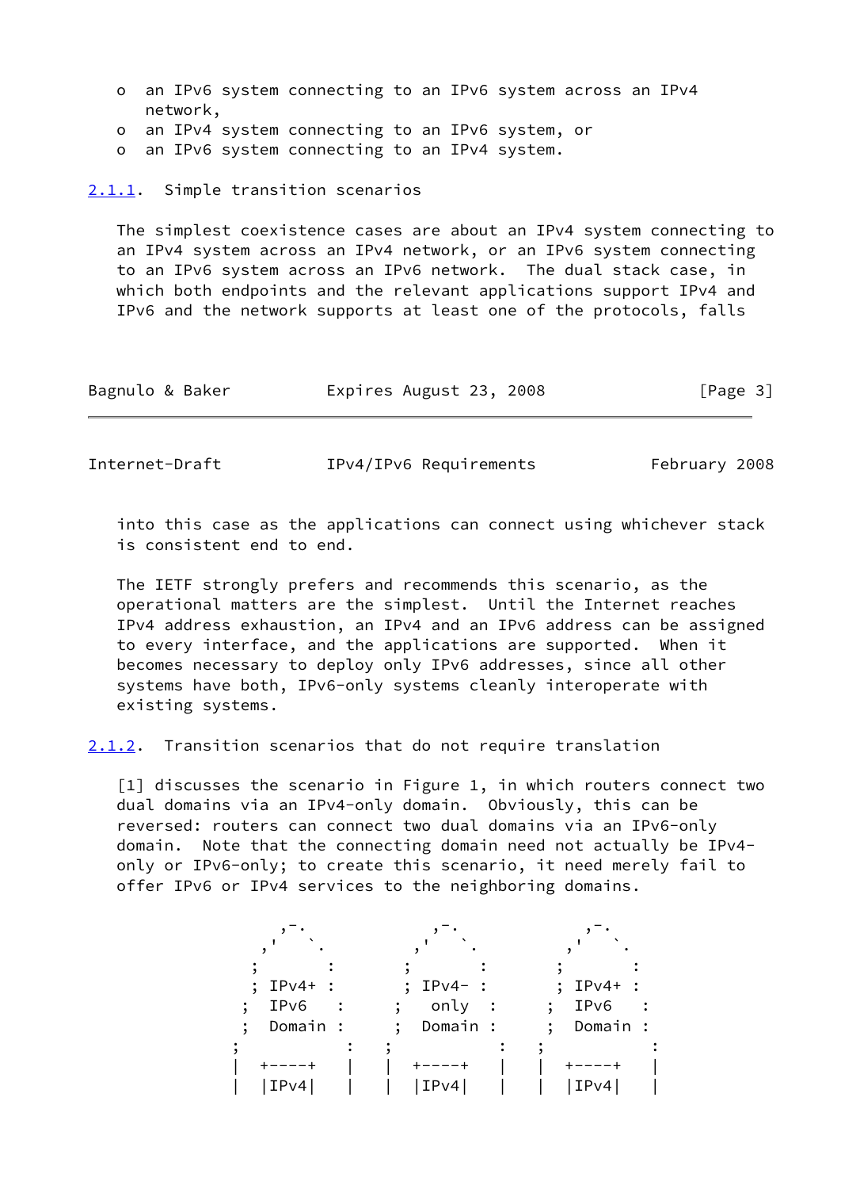- an IPv6 system connecting to an IPv6 system across an IPv4 network,
- an IPv4 system connecting to an IPv6 system, or
- an IPv6 system connecting to an IPv4 system.

### 2.1.1. Simple transition scenarios

The simplest coexistence cases are about an IPv4 system connecting to an IPv4 system across an IPv4 network, or an IPv6 system connecting to an IPv6 system across an IPv6 network. The dual stack case, in which both endpoints and the relevant applications support IPv4 and IPv6 and the network supports at least one of the protocols, falls into this case as the applications can connect using whichever stack is consistent end to end.

The IETF strongly prefers and recommends this scenario, as the operational matters are the simplest. Until the Internet reaches IPv4 address exhaustion, an IPv4 and an IPv6 address can be assigned to every interface, and the applications are supported. When it becomes necessary to deploy only IPv6 addresses, since all other systems have both, IPv6-only systems cleanly interoperate with existing systems.

### 2.1.2. Transition scenarios that do not require translation

[1] discusses the scenario in Figure 1, in which routers connect two dual domains via an IPv4-only domain. Obviously, this can be reversed: routers can connect two dual domains via an IPv6-only domain. Note that the connecting domain need not actually be IPv4-only or IPv6-only; to create this scenario, it need merely fail to offer IPv6 or IPv4 services to the neighboring domains.

```
      ,-.             ,-.             ,-.
    ,'   `.         ,'   `.         ,'   `.
   ;       :       ;       :       ;       :
   ; IPv4+ :       ; IPv4- :       ; IPv4+ :
  ;  IPv6   :     ;   only  :     ;  IPv6   :
  ;  Domain :     ;  Domain :     ;  Domain :
 ;           :   ;           :   ;           :
 |   +----+   |  |   +----+   |  |   +----+   |
 |   |IPv4|   |  |   |IPv4|   |  |   |IPv4|   |
```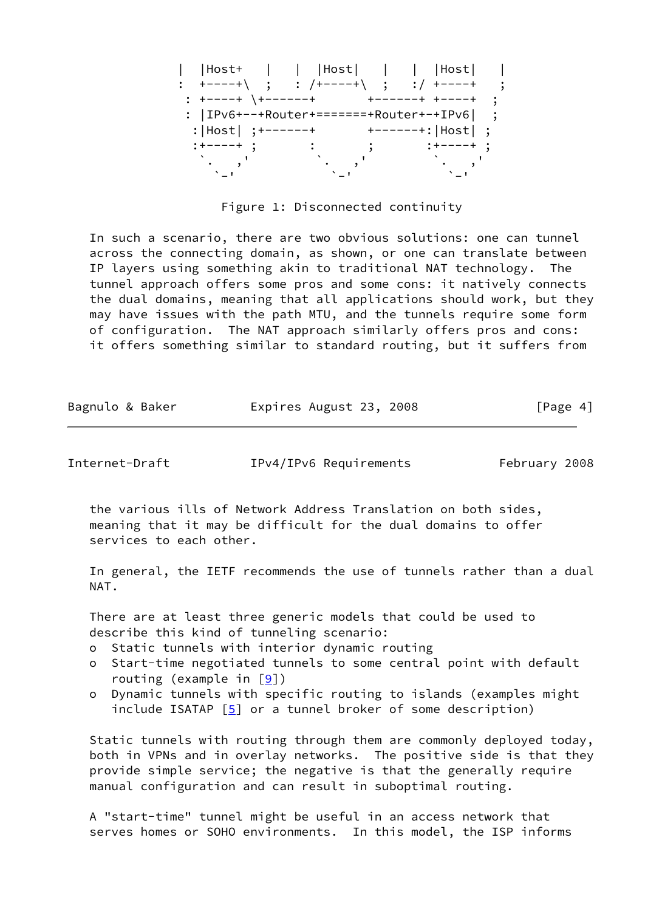```
   |  |Host+   |   |  |Host|   |   |  |Host|   |
   :  +----+\  ;   : /+----+\  ;   :/ +----+   ;
    : +----+ \+------+       +------+ +----+  ;
    : |IPv6+--+Router+=======+Router+-+IPv6|  ;
     :|Host| ;+------+       +------+:|Host| ;
     :+----+ ;       :       ;       :+----+ ;
      `.    ,'        `.    ,'        `.    ,'
        `-'             `-'             `-'
```

Figure 1: Disconnected continuity

In such a scenario, there are two obvious solutions: one can tunnel across the connecting domain, as shown, or one can translate between IP layers using something akin to traditional NAT technology. The tunnel approach offers some pros and some cons: it natively connects the dual domains, meaning that all applications should work, but they may have issues with the path MTU, and the tunnels require some form of configuration. The NAT approach similarly offers pros and cons: it offers something similar to standard routing, but it suffers from the various ills of Network Address Translation on both sides, meaning that it may be difficult for the dual domains to offer services to each other.

In general, the IETF recommends the use of tunnels rather than a dual NAT.

There are at least three generic models that could be used to describe this kind of tunneling scenario:

- Static tunnels with interior dynamic routing
- Start-time negotiated tunnels to some central point with default routing (example in [9])
- Dynamic tunnels with specific routing to islands (examples might include ISATAP [5] or a tunnel broker of some description)

Static tunnels with routing through them are commonly deployed today, both in VPNs and in overlay networks. The positive side is that they provide simple service; the negative is that the generally require manual configuration and can result in suboptimal routing.

A "start-time" tunnel might be useful in an access network that serves homes or SOHO environments. In this model, the ISP informs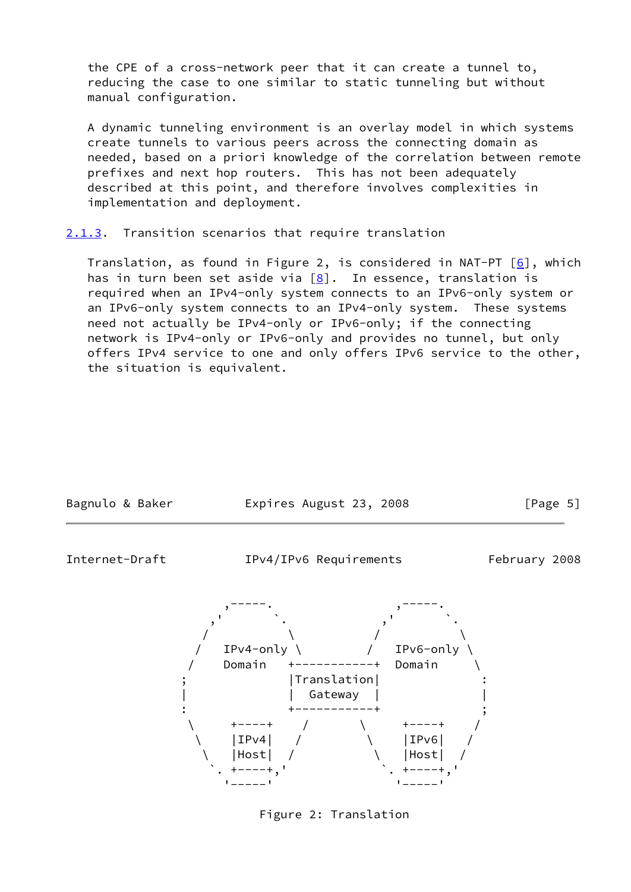the CPE of a cross-network peer that it can create a tunnel to, reducing the case to one similar to static tunneling but without manual configuration.

A dynamic tunneling environment is an overlay model in which systems create tunnels to various peers across the connecting domain as needed, based on a priori knowledge of the correlation between remote prefixes and next hop routers. This has not been adequately described at this point, and therefore involves complexities in implementation and deployment.

### 2.1.3. Transition scenarios that require translation

Translation, as found in Figure 2, is considered in NAT-PT [6], which has in turn been set aside via [8]. In essence, translation is required when an IPv4-only system connects to an IPv6-only system or an IPv6-only system connects to an IPv4-only system. These systems need not actually be IPv4-only or IPv6-only; if the connecting network is IPv4-only or IPv6-only and provides no tunnel, but only offers IPv4 service to one and only offers IPv6 service to the other, the situation is equivalent.

```
          ,-----.                     ,-----.
        ,'       `.                 ,'       `.
       /           \               /           \
      /   IPv4-only \             /   IPv6-only \
     /    Domain     +-----------+   Domain      \
    ;                |Translation|                :
    |                |  Gateway  |                |
    :                +-----------+                ;
     \      +----+     /       \      +----+     /
      \     |IPv4|    /         \     |IPv6|    /
       \    |Host|   /           \    |Host|   /
        `.  +----+,'              `.  +----+,'
          '-----'                     '-----'
```

Figure 2: Translation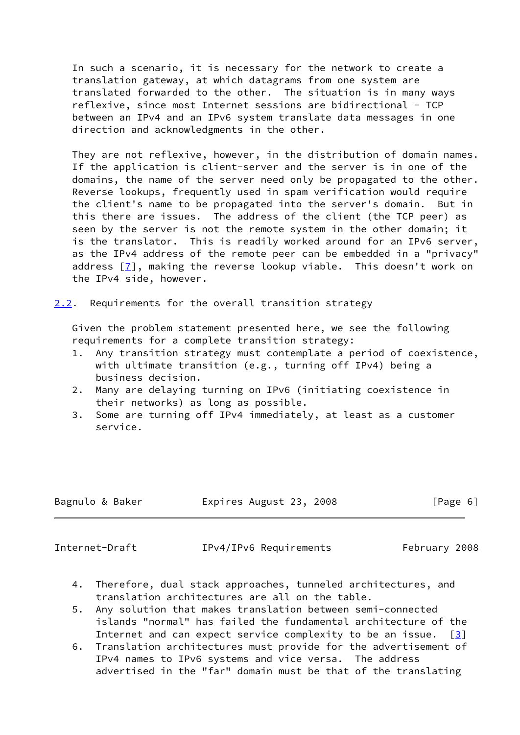In such a scenario, it is necessary for the network to create a translation gateway, at which datagrams from one system are translated forwarded to the other. The situation is in many ways reflexive, since most Internet sessions are bidirectional - TCP between an IPv4 and an IPv6 system translate data messages in one direction and acknowledgments in the other.

They are not reflexive, however, in the distribution of domain names. If the application is client-server and the server is in one of the domains, the name of the server need only be propagated to the other. Reverse lookups, frequently used in spam verification would require the client's name to be propagated into the server's domain. But in this there are issues. The address of the client (the TCP peer) as seen by the server is not the remote system in the other domain; it is the translator. This is readily worked around for an IPv6 server, as the IPv4 address of the remote peer can be embedded in a "privacy" address [7], making the reverse lookup viable. This doesn't work on the IPv4 side, however.

## 2.2. Requirements for the overall transition strategy

Given the problem statement presented here, we see the following requirements for a complete transition strategy:

1. Any transition strategy must contemplate a period of coexistence, with ultimate transition (e.g., turning off IPv4) being a business decision.
2. Many are delaying turning on IPv6 (initiating coexistence in their networks) as long as possible.
3. Some are turning off IPv4 immediately, at least as a customer service.
4. Therefore, dual stack approaches, tunneled architectures, and translation architectures are all on the table.
5. Any solution that makes translation between semi-connected islands "normal" has failed the fundamental architecture of the Internet and can expect service complexity to be an issue. [3]
6. Translation architectures must provide for the advertisement of IPv4 names to IPv6 systems and vice versa. The address advertised in the "far" domain must be that of the translating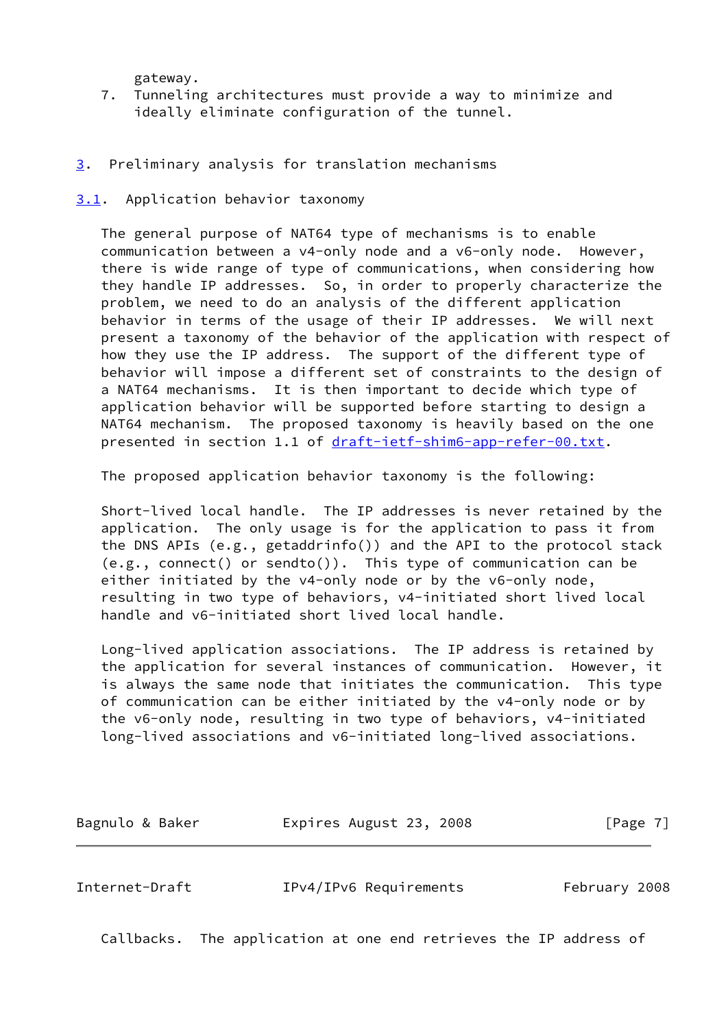gateway.

7. Tunneling architectures must provide a way to minimize and ideally eliminate configuration of the tunnel.

## 3. Preliminary analysis for translation mechanisms

### 3.1. Application behavior taxonomy

The general purpose of NAT64 type of mechanisms is to enable communication between a v4-only node and a v6-only node. However, there is wide range of type of communications, when considering how they handle IP addresses. So, in order to properly characterize the problem, we need to do an analysis of the different application behavior in terms of the usage of their IP addresses. We will next present a taxonomy of the behavior of the application with respect of how they use the IP address. The support of the different type of behavior will impose a different set of constraints to the design of a NAT64 mechanisms. It is then important to decide which type of application behavior will be supported before starting to design a NAT64 mechanism. The proposed taxonomy is heavily based on the one presented in section 1.1 of draft-ietf-shim6-app-refer-00.txt.

The proposed application behavior taxonomy is the following:

Short-lived local handle. The IP addresses is never retained by the application. The only usage is for the application to pass it from the DNS APIs (e.g., getaddrinfo()) and the API to the protocol stack (e.g., connect() or sendto()). This type of communication can be either initiated by the v4-only node or by the v6-only node, resulting in two type of behaviors, v4-initiated short lived local handle and v6-initiated short lived local handle.

Long-lived application associations. The IP address is retained by the application for several instances of communication. However, it is always the same node that initiates the communication. This type of communication can be either initiated by the v4-only node or by the v6-only node, resulting in two type of behaviors, v4-initiated long-lived associations and v6-initiated long-lived associations.

Callbacks. The application at one end retrieves the IP address of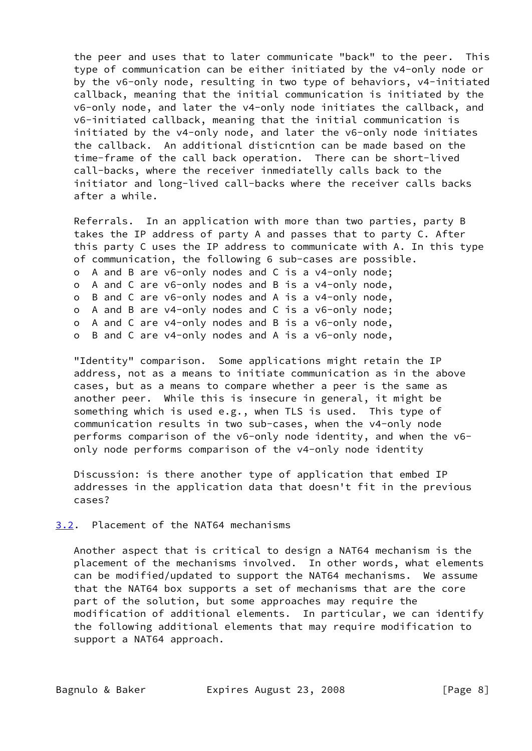the peer and uses that to later communicate "back" to the peer. This type of communication can be either initiated by the v4-only node or by the v6-only node, resulting in two type of behaviors, v4-initiated callback, meaning that the initial communication is initiated by the v6-only node, and later the v4-only node initiates the callback, and v6-initiated callback, meaning that the initial communication is initiated by the v4-only node, and later the v6-only node initiates the callback. An additional disticntion can be made based on the time-frame of the call back operation. There can be short-lived call-backs, where the receiver inmediatelly calls back to the initiator and long-lived call-backs where the receiver calls backs after a while.

Referrals. In an application with more than two parties, party B takes the IP address of party A and passes that to party C. After this party C uses the IP address to communicate with A. In this type of communication, the following 6 sub-cases are possible.

- A and B are v6-only nodes and C is a v4-only node;
- A and C are v6-only nodes and B is a v4-only node,
- B and C are v6-only nodes and A is a v4-only node,
- A and B are v4-only nodes and C is a v6-only node;
- A and C are v4-only nodes and B is a v6-only node,
- B and C are v4-only nodes and A is a v6-only node,

"Identity" comparison. Some applications might retain the IP address, not as a means to initiate communication as in the above cases, but as a means to compare whether a peer is the same as another peer. While this is insecure in general, it might be something which is used e.g., when TLS is used. This type of communication results in two sub-cases, when the v4-only node performs comparison of the v6-only node identity, and when the v6-only node performs comparison of the v4-only node identity

Discussion: is there another type of application that embed IP addresses in the application data that doesn't fit in the previous cases?

## 3.2. Placement of the NAT64 mechanisms

Another aspect that is critical to design a NAT64 mechanism is the placement of the mechanisms involved. In other words, what elements can be modified/updated to support the NAT64 mechanisms. We assume that the NAT64 box supports a set of mechanisms that are the core part of the solution, but some approaches may require the modification of additional elements. In particular, we can identify the following additional elements that may require modification to support a NAT64 approach.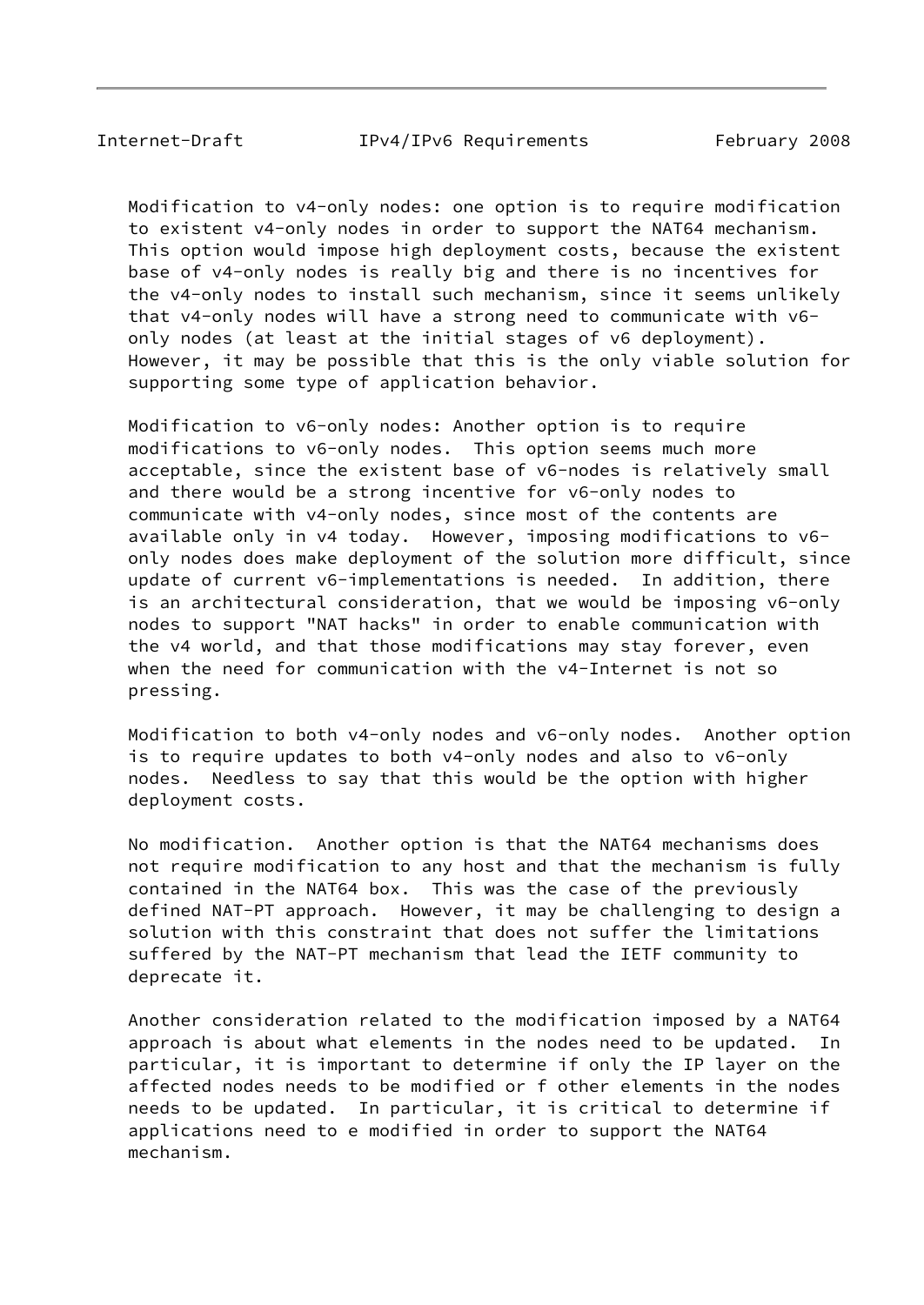Modification to v4-only nodes: one option is to require modification to existent v4-only nodes in order to support the NAT64 mechanism. This option would impose high deployment costs, because the existent base of v4-only nodes is really big and there is no incentives for the v4-only nodes to install such mechanism, since it seems unlikely that v4-only nodes will have a strong need to communicate with v6-only nodes (at least at the initial stages of v6 deployment). However, it may be possible that this is the only viable solution for supporting some type of application behavior.

Modification to v6-only nodes: Another option is to require modifications to v6-only nodes. This option seems much more acceptable, since the existent base of v6-nodes is relatively small and there would be a strong incentive for v6-only nodes to communicate with v4-only nodes, since most of the contents are available only in v4 today. However, imposing modifications to v6-only nodes does make deployment of the solution more difficult, since update of current v6-implementations is needed. In addition, there is an architectural consideration, that we would be imposing v6-only nodes to support "NAT hacks" in order to enable communication with the v4 world, and that those modifications may stay forever, even when the need for communication with the v4-Internet is not so pressing.

Modification to both v4-only nodes and v6-only nodes. Another option is to require updates to both v4-only nodes and also to v6-only nodes. Needless to say that this would be the option with higher deployment costs.

No modification. Another option is that the NAT64 mechanisms does not require modification to any host and that the mechanism is fully contained in the NAT64 box. This was the case of the previously defined NAT-PT approach. However, it may be challenging to design a solution with this constraint that does not suffer the limitations suffered by the NAT-PT mechanism that lead the IETF community to deprecate it.

Another consideration related to the modification imposed by a NAT64 approach is about what elements in the nodes need to be updated. In particular, it is important to determine if only the IP layer on the affected nodes needs to be modified or f other elements in the nodes needs to be updated. In particular, it is critical to determine if applications need to e modified in order to support the NAT64 mechanism.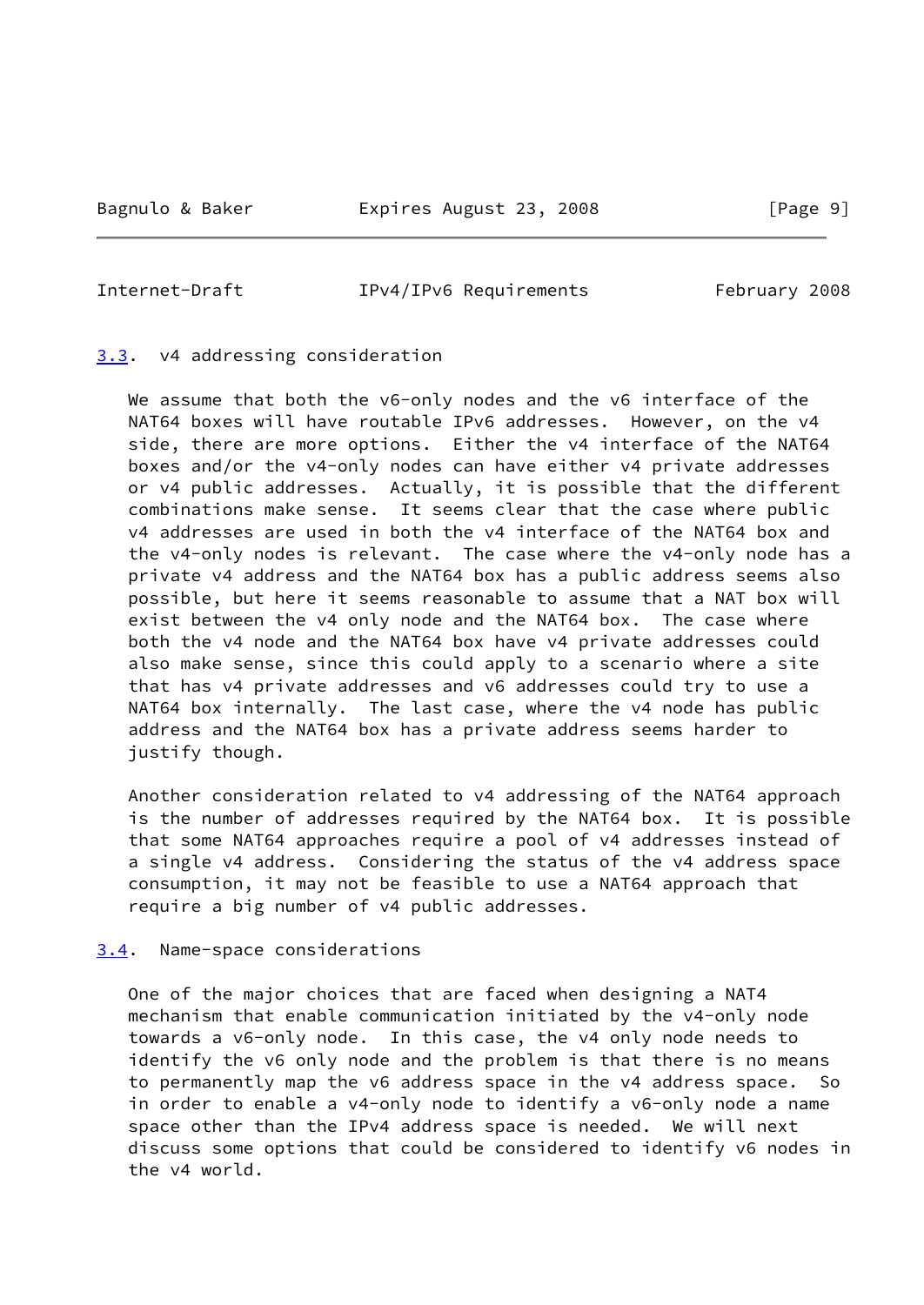### 3.3. v4 addressing consideration

We assume that both the v6-only nodes and the v6 interface of the NAT64 boxes will have routable IPv6 addresses. However, on the v4 side, there are more options. Either the v4 interface of the NAT64 boxes and/or the v4-only nodes can have either v4 private addresses or v4 public addresses. Actually, it is possible that the different combinations make sense. It seems clear that the case where public v4 addresses are used in both the v4 interface of the NAT64 box and the v4-only nodes is relevant. The case where the v4-only node has a private v4 address and the NAT64 box has a public address seems also possible, but here it seems reasonable to assume that a NAT box will exist between the v4 only node and the NAT64 box. The case where both the v4 node and the NAT64 box have v4 private addresses could also make sense, since this could apply to a scenario where a site that has v4 private addresses and v6 addresses could try to use a NAT64 box internally. The last case, where the v4 node has public address and the NAT64 box has a private address seems harder to justify though.

Another consideration related to v4 addressing of the NAT64 approach is the number of addresses required by the NAT64 box. It is possible that some NAT64 approaches require a pool of v4 addresses instead of a single v4 address. Considering the status of the v4 address space consumption, it may not be feasible to use a NAT64 approach that require a big number of v4 public addresses.

### 3.4. Name-space considerations

One of the major choices that are faced when designing a NAT4 mechanism that enable communication initiated by the v4-only node towards a v6-only node. In this case, the v4 only node needs to identify the v6 only node and the problem is that there is no means to permanently map the v6 address space in the v4 address space. So in order to enable a v4-only node to identify a v6-only node a name space other than the IPv4 address space is needed. We will next discuss some options that could be considered to identify v6 nodes in the v4 world.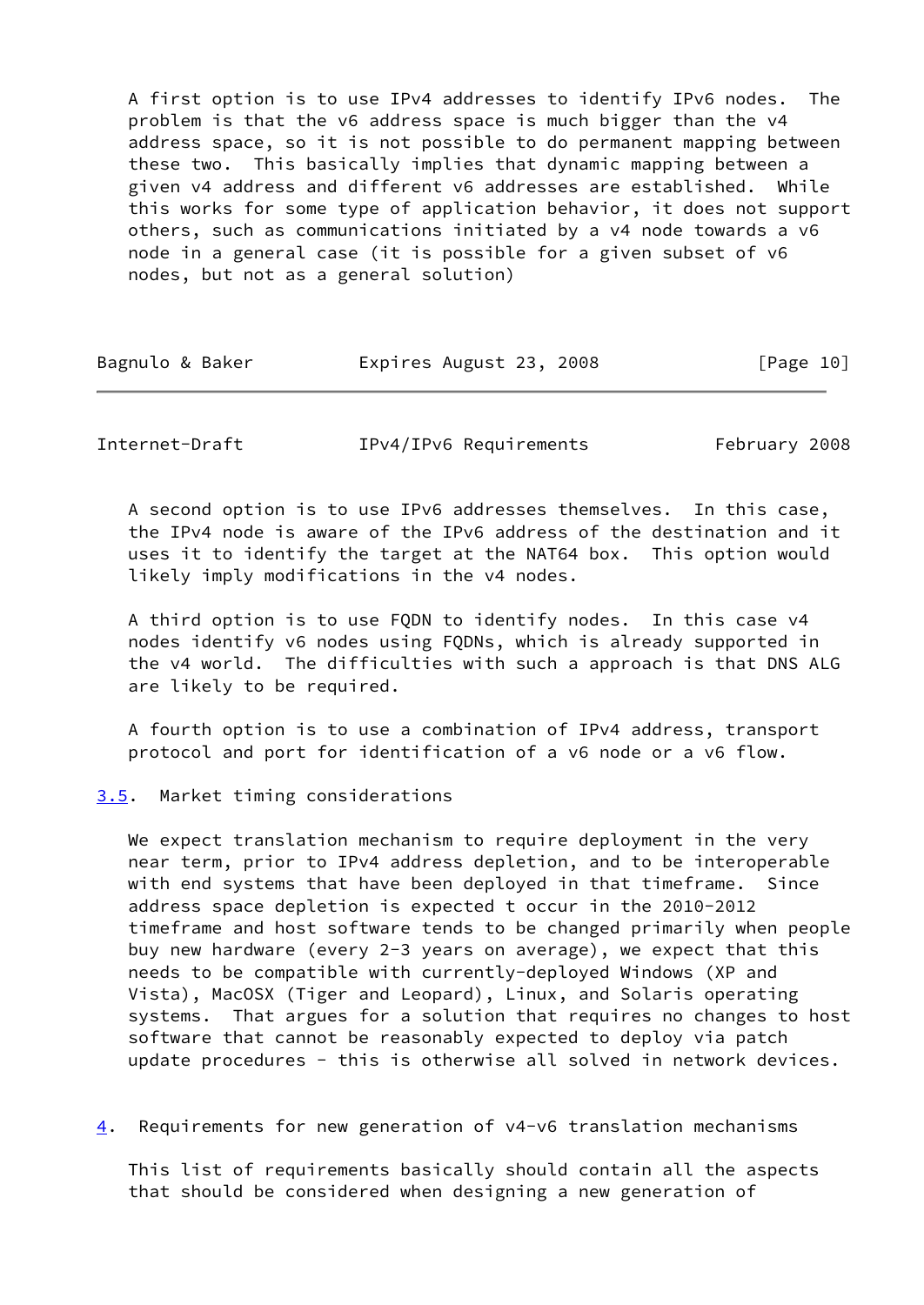A first option is to use IPv4 addresses to identify IPv6 nodes. The problem is that the v6 address space is much bigger than the v4 address space, so it is not possible to do permanent mapping between these two. This basically implies that dynamic mapping between a given v4 address and different v6 addresses are established. While this works for some type of application behavior, it does not support others, such as communications initiated by a v4 node towards a v6 node in a general case (it is possible for a given subset of v6 nodes, but not as a general solution)

A second option is to use IPv6 addresses themselves. In this case, the IPv4 node is aware of the IPv6 address of the destination and it uses it to identify the target at the NAT64 box. This option would likely imply modifications in the v4 nodes.

A third option is to use FQDN to identify nodes. In this case v4 nodes identify v6 nodes using FQDNs, which is already supported in the v4 world. The difficulties with such a approach is that DNS ALG are likely to be required.

A fourth option is to use a combination of IPv4 address, transport protocol and port for identification of a v6 node or a v6 flow.

### 3.5. Market timing considerations

We expect translation mechanism to require deployment in the very near term, prior to IPv4 address depletion, and to be interoperable with end systems that have been deployed in that timeframe. Since address space depletion is expected t occur in the 2010-2012 timeframe and host software tends to be changed primarily when people buy new hardware (every 2-3 years on average), we expect that this needs to be compatible with currently-deployed Windows (XP and Vista), MacOSX (Tiger and Leopard), Linux, and Solaris operating systems. That argues for a solution that requires no changes to host software that cannot be reasonably expected to deploy via patch update procedures - this is otherwise all solved in network devices.

## 4. Requirements for new generation of v4-v6 translation mechanisms

This list of requirements basically should contain all the aspects that should be considered when designing a new generation of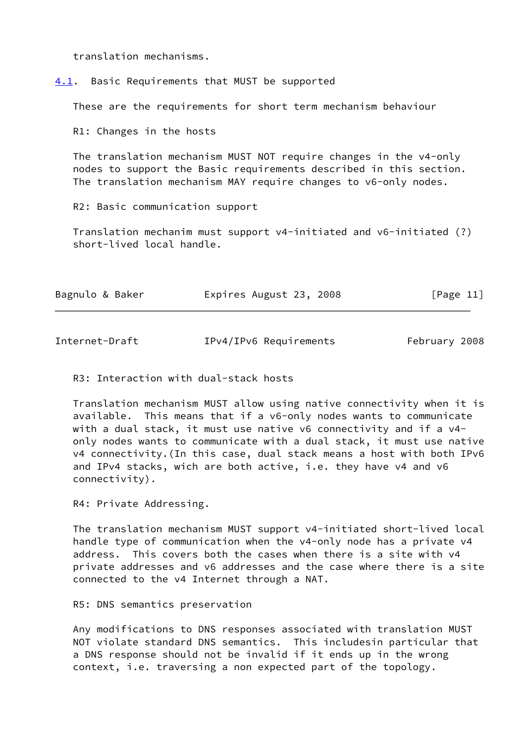translation mechanisms.

### 4.1. Basic Requirements that MUST be supported

These are the requirements for short term mechanism behaviour

R1: Changes in the hosts

The translation mechanism MUST NOT require changes in the v4-only nodes to support the Basic requirements described in this section. The translation mechanism MAY require changes to v6-only nodes.

R2: Basic communication support

Translation mechanim must support v4-initiated and v6-initiated (?) short-lived local handle.

R3: Interaction with dual-stack hosts

Translation mechanism MUST allow using native connectivity when it is available. This means that if a v6-only nodes wants to communicate with a dual stack, it must use native v6 connectivity and if a v4-only nodes wants to communicate with a dual stack, it must use native v4 connectivity.(In this case, dual stack means a host with both IPv6 and IPv4 stacks, wich are both active, i.e. they have v4 and v6 connectivity).

R4: Private Addressing.

The translation mechanism MUST support v4-initiated short-lived local handle type of communication when the v4-only node has a private v4 address. This covers both the cases when there is a site with v4 private addresses and v6 addresses and the case where there is a site connected to the v4 Internet through a NAT.

R5: DNS semantics preservation

Any modifications to DNS responses associated with translation MUST NOT violate standard DNS semantics. This includesin particular that a DNS response should not be invalid if it ends up in the wrong context, i.e. traversing a non expected part of the topology.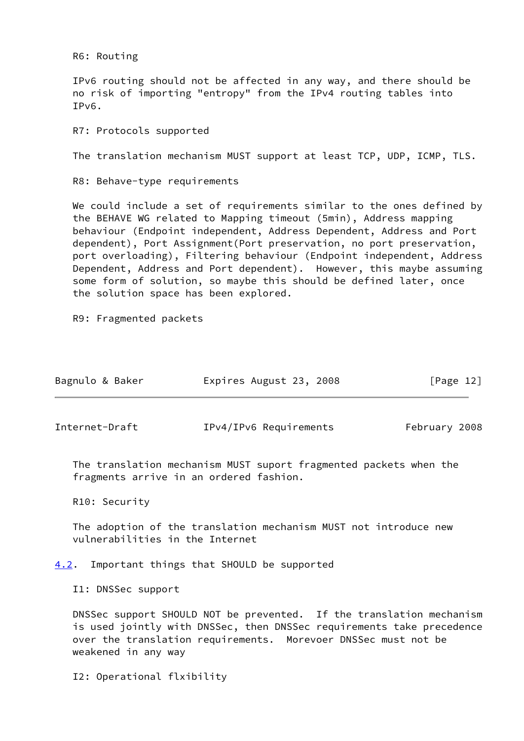R6: Routing

IPv6 routing should not be affected in any way, and there should be no risk of importing "entropy" from the IPv4 routing tables into IPv6.

R7: Protocols supported

The translation mechanism MUST support at least TCP, UDP, ICMP, TLS.

R8: Behave-type requirements

We could include a set of requirements similar to the ones defined by the BEHAVE WG related to Mapping timeout (5min), Address mapping behaviour (Endpoint independent, Address Dependent, Address and Port dependent), Port Assignment(Port preservation, no port preservation, port overloading), Filtering behaviour (Endpoint independent, Address Dependent, Address and Port dependent). However, this maybe assuming some form of solution, so maybe this should be defined later, once the solution space has been explored.

R9: Fragmented packets

The translation mechanism MUST suport fragmented packets when the fragments arrive in an ordered fashion.

R10: Security

The adoption of the translation mechanism MUST not introduce new vulnerabilities in the Internet

## 4.2. Important things that SHOULD be supported

I1: DNSSec support

DNSSec support SHOULD NOT be prevented. If the translation mechanism is used jointly with DNSSec, then DNSSec requirements take precedence over the translation requirements. Morevoer DNSSec must not be weakened in any way

I2: Operational flxibility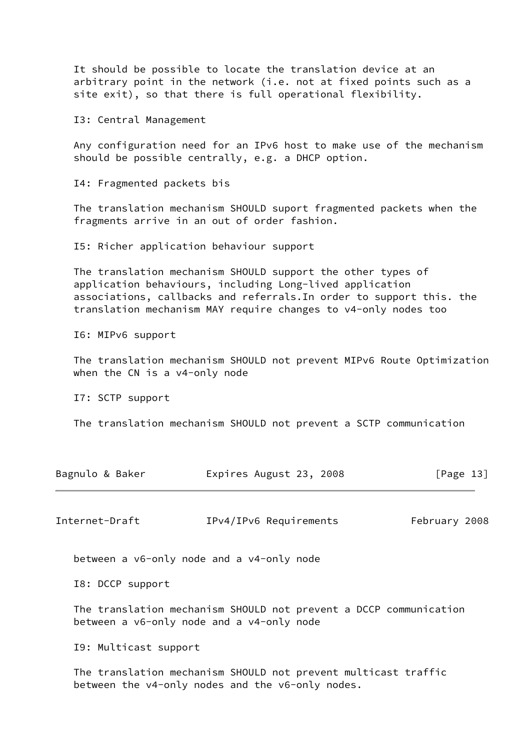It should be possible to locate the translation device at an arbitrary point in the network (i.e. not at fixed points such as a site exit), so that there is full operational flexibility.

I3: Central Management

Any configuration need for an IPv6 host to make use of the mechanism should be possible centrally, e.g. a DHCP option.

I4: Fragmented packets bis

The translation mechanism SHOULD suport fragmented packets when the fragments arrive in an out of order fashion.

I5: Richer application behaviour support

The translation mechanism SHOULD support the other types of application behaviours, including Long-lived application associations, callbacks and referrals.In order to support this. the translation mechanism MAY require changes to v4-only nodes too

I6: MIPv6 support

The translation mechanism SHOULD not prevent MIPv6 Route Optimization when the CN is a v4-only node

I7: SCTP support

The translation mechanism SHOULD not prevent a SCTP communication between a v6-only node and a v4-only node

I8: DCCP support

The translation mechanism SHOULD not prevent a DCCP communication between a v6-only node and a v4-only node

I9: Multicast support

The translation mechanism SHOULD not prevent multicast traffic between the v4-only nodes and the v6-only nodes.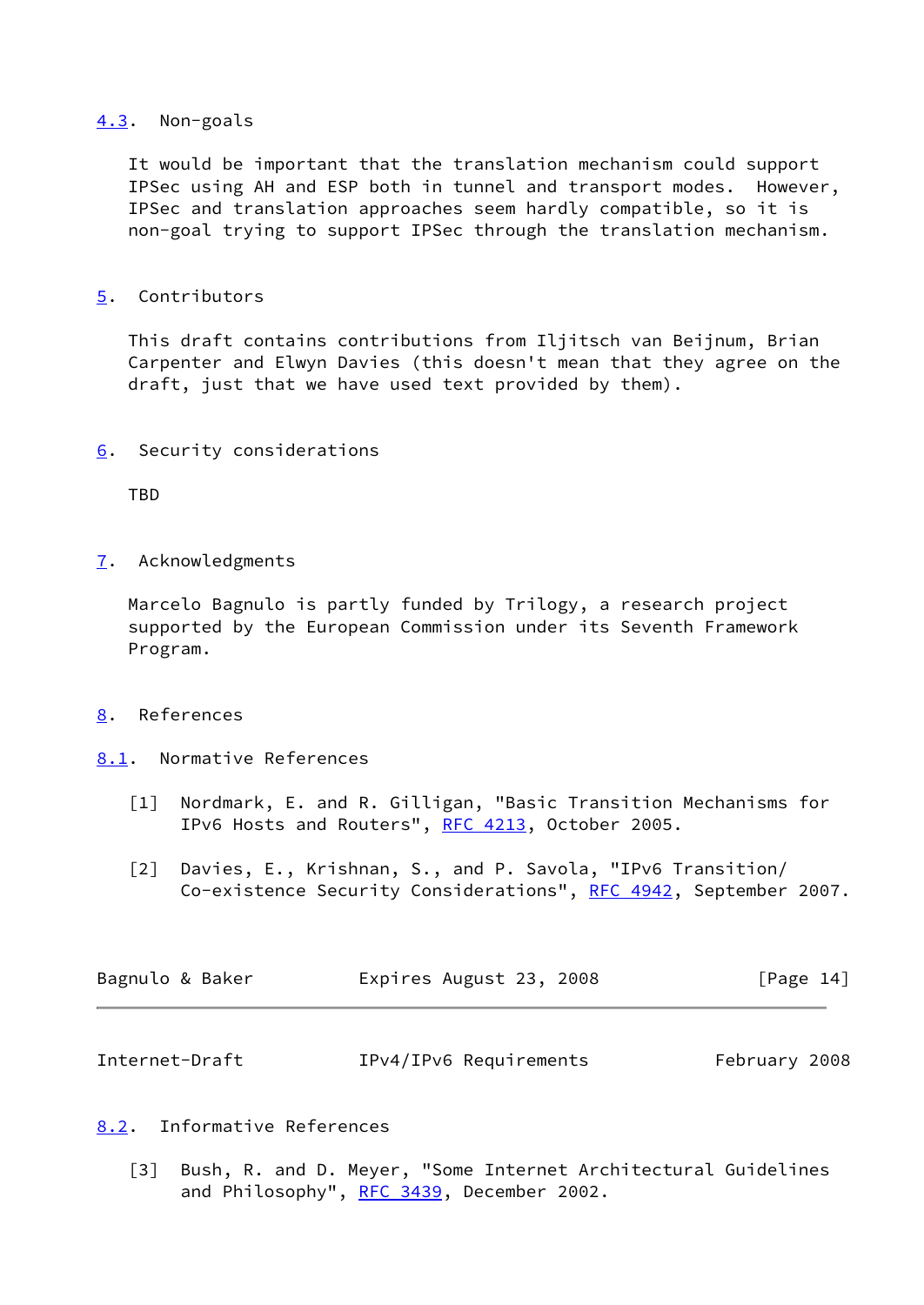### 4.3. Non-goals

It would be important that the translation mechanism could support IPSec using AH and ESP both in tunnel and transport modes. However, IPSec and translation approaches seem hardly compatible, so it is non-goal trying to support IPSec through the translation mechanism.

## 5. Contributors

This draft contains contributions from Iljitsch van Beijnum, Brian Carpenter and Elwyn Davies (this doesn't mean that they agree on the draft, just that we have used text provided by them).

## 6. Security considerations

TBD

## 7. Acknowledgments

Marcelo Bagnulo is partly funded by Trilogy, a research project supported by the European Commission under its Seventh Framework Program.

## 8. References

### 8.1. Normative References

[1] Nordmark, E. and R. Gilligan, "Basic Transition Mechanisms for IPv6 Hosts and Routers", RFC 4213, October 2005.

[2] Davies, E., Krishnan, S., and P. Savola, "IPv6 Transition/ Co-existence Security Considerations", RFC 4942, September 2007.

### 8.2. Informative References

[3] Bush, R. and D. Meyer, "Some Internet Architectural Guidelines and Philosophy", RFC 3439, December 2002.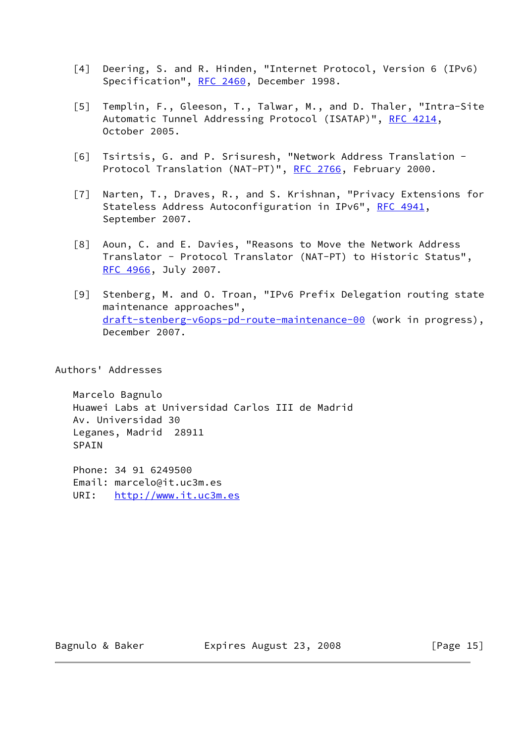[4] Deering, S. and R. Hinden, "Internet Protocol, Version 6 (IPv6) Specification", RFC 2460, December 1998.

[5] Templin, F., Gleeson, T., Talwar, M., and D. Thaler, "Intra-Site Automatic Tunnel Addressing Protocol (ISATAP)", RFC 4214, October 2005.

[6] Tsirtsis, G. and P. Srisuresh, "Network Address Translation - Protocol Translation (NAT-PT)", RFC 2766, February 2000.

[7] Narten, T., Draves, R., and S. Krishnan, "Privacy Extensions for Stateless Address Autoconfiguration in IPv6", RFC 4941, September 2007.

[8] Aoun, C. and E. Davies, "Reasons to Move the Network Address Translator - Protocol Translator (NAT-PT) to Historic Status", RFC 4966, July 2007.

[9] Stenberg, M. and O. Troan, "IPv6 Prefix Delegation routing state maintenance approaches", draft-stenberg-v6ops-pd-route-maintenance-00 (work in progress), December 2007.

## Authors' Addresses

Marcelo Bagnulo
Huawei Labs at Universidad Carlos III de Madrid
Av. Universidad 30
Leganes, Madrid 28911
SPAIN

Phone: 34 91 6249500
Email: marcelo@it.uc3m.es
URI: http://www.it.uc3m.es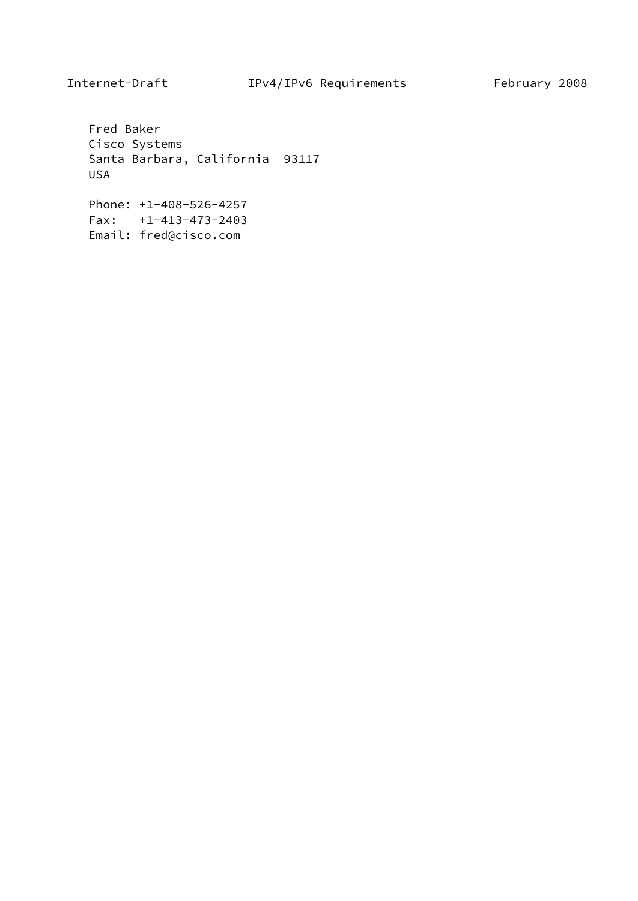Fred Baker
Cisco Systems
Santa Barbara, California  93117
USA

Phone: +1-408-526-4257
Fax:   +1-413-473-2403
Email: fred@cisco.com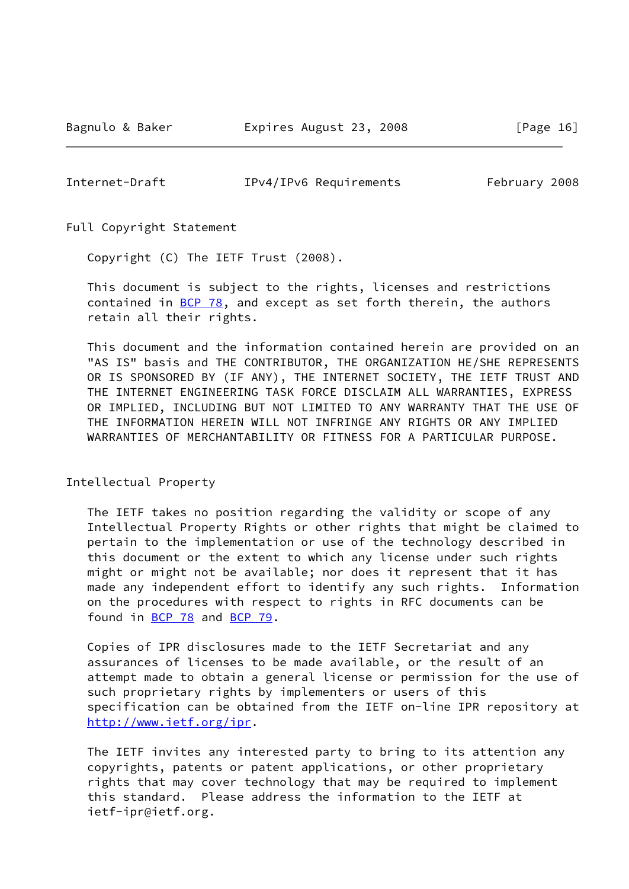## Full Copyright Statement

Copyright (C) The IETF Trust (2008).

This document is subject to the rights, licenses and restrictions contained in BCP 78, and except as set forth therein, the authors retain all their rights.

This document and the information contained herein are provided on an "AS IS" basis and THE CONTRIBUTOR, THE ORGANIZATION HE/SHE REPRESENTS OR IS SPONSORED BY (IF ANY), THE INTERNET SOCIETY, THE IETF TRUST AND THE INTERNET ENGINEERING TASK FORCE DISCLAIM ALL WARRANTIES, EXPRESS OR IMPLIED, INCLUDING BUT NOT LIMITED TO ANY WARRANTY THAT THE USE OF THE INFORMATION HEREIN WILL NOT INFRINGE ANY RIGHTS OR ANY IMPLIED WARRANTIES OF MERCHANTABILITY OR FITNESS FOR A PARTICULAR PURPOSE.

## Intellectual Property

The IETF takes no position regarding the validity or scope of any Intellectual Property Rights or other rights that might be claimed to pertain to the implementation or use of the technology described in this document or the extent to which any license under such rights might or might not be available; nor does it represent that it has made any independent effort to identify any such rights. Information on the procedures with respect to rights in RFC documents can be found in BCP 78 and BCP 79.

Copies of IPR disclosures made to the IETF Secretariat and any assurances of licenses to be made available, or the result of an attempt made to obtain a general license or permission for the use of such proprietary rights by implementers or users of this specification can be obtained from the IETF on-line IPR repository at http://www.ietf.org/ipr.

The IETF invites any interested party to bring to its attention any copyrights, patents or patent applications, or other proprietary rights that may cover technology that may be required to implement this standard. Please address the information to the IETF at ietf-ipr@ietf.org.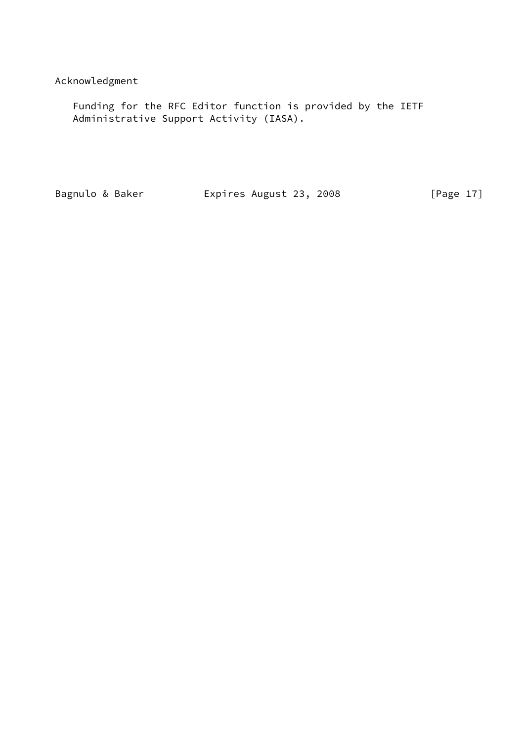## Acknowledgment

Funding for the RFC Editor function is provided by the IETF Administrative Support Activity (IASA).